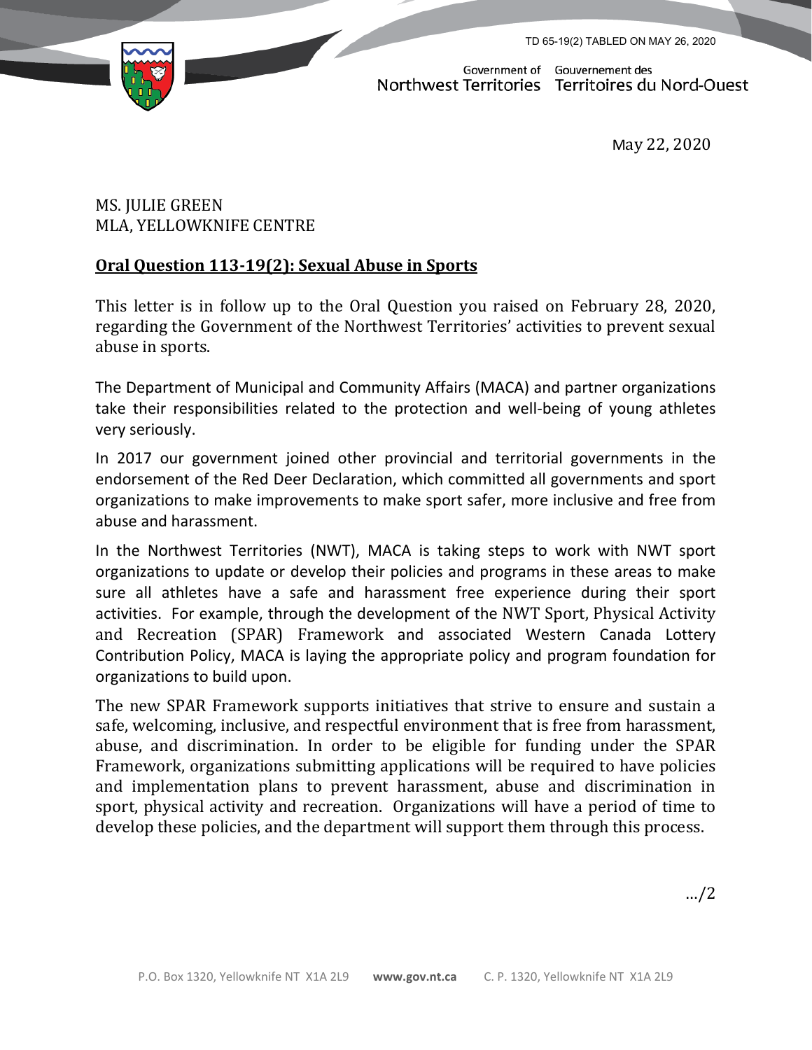TD 65-19(2) TABLED ON MAY 26, 2020

Government of Northwest Territories | Gouvernement des Territoires du Nord-Ouest

May 22, 2020

MS. JULIE GREEN
MLA, YELLOWKNIFE CENTRE

**Oral Question 113-19(2): Sexual Abuse in Sports**

This letter is in follow up to the Oral Question you raised on February 28, 2020, regarding the Government of the Northwest Territories' activities to prevent sexual abuse in sports.

The Department of Municipal and Community Affairs (MACA) and partner organizations take their responsibilities related to the protection and well-being of young athletes very seriously.

In 2017 our government joined other provincial and territorial governments in the endorsement of the Red Deer Declaration, which committed all governments and sport organizations to make improvements to make sport safer, more inclusive and free from abuse and harassment.

In the Northwest Territories (NWT), MACA is taking steps to work with NWT sport organizations to update or develop their policies and programs in these areas to make sure all athletes have a safe and harassment free experience during their sport activities. For example, through the development of the NWT Sport, Physical Activity and Recreation (SPAR) Framework and associated Western Canada Lottery Contribution Policy, MACA is laying the appropriate policy and program foundation for organizations to build upon.

The new SPAR Framework supports initiatives that strive to ensure and sustain a safe, welcoming, inclusive, and respectful environment that is free from harassment, abuse, and discrimination. In order to be eligible for funding under the SPAR Framework, organizations submitting applications will be required to have policies and implementation plans to prevent harassment, abuse and discrimination in sport, physical activity and recreation. Organizations will have a period of time to develop these policies, and the department will support them through this process.

…/2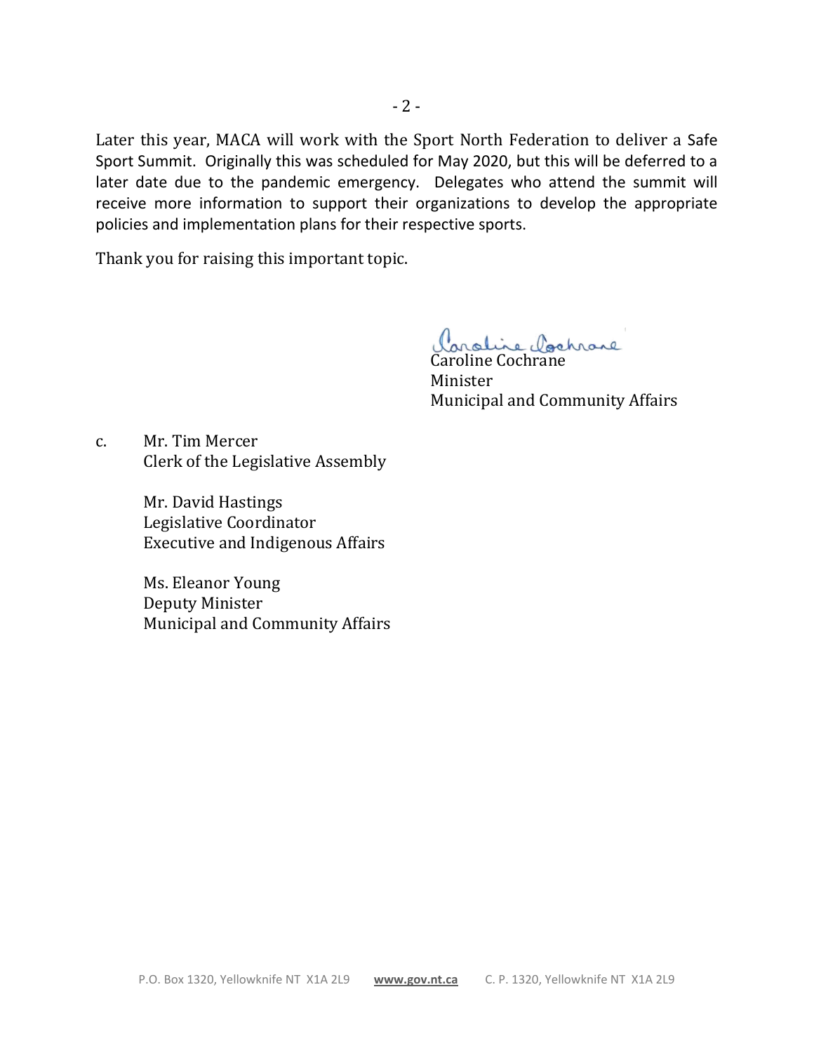Later this year, MACA will work with the Sport North Federation to deliver a Safe Sport Summit. Originally this was scheduled for May 2020, but this will be deferred to a later date due to the pandemic emergency. Delegates who attend the summit will receive more information to support their organizations to develop the appropriate policies and implementation plans for their respective sports.

Thank you for raising this important topic.

Caroline Cochrane
Minister
Municipal and Community Affairs

c. Mr. Tim Mercer
Clerk of the Legislative Assembly

Mr. David Hastings
Legislative Coordinator
Executive and Indigenous Affairs

Ms. Eleanor Young
Deputy Minister
Municipal and Community Affairs